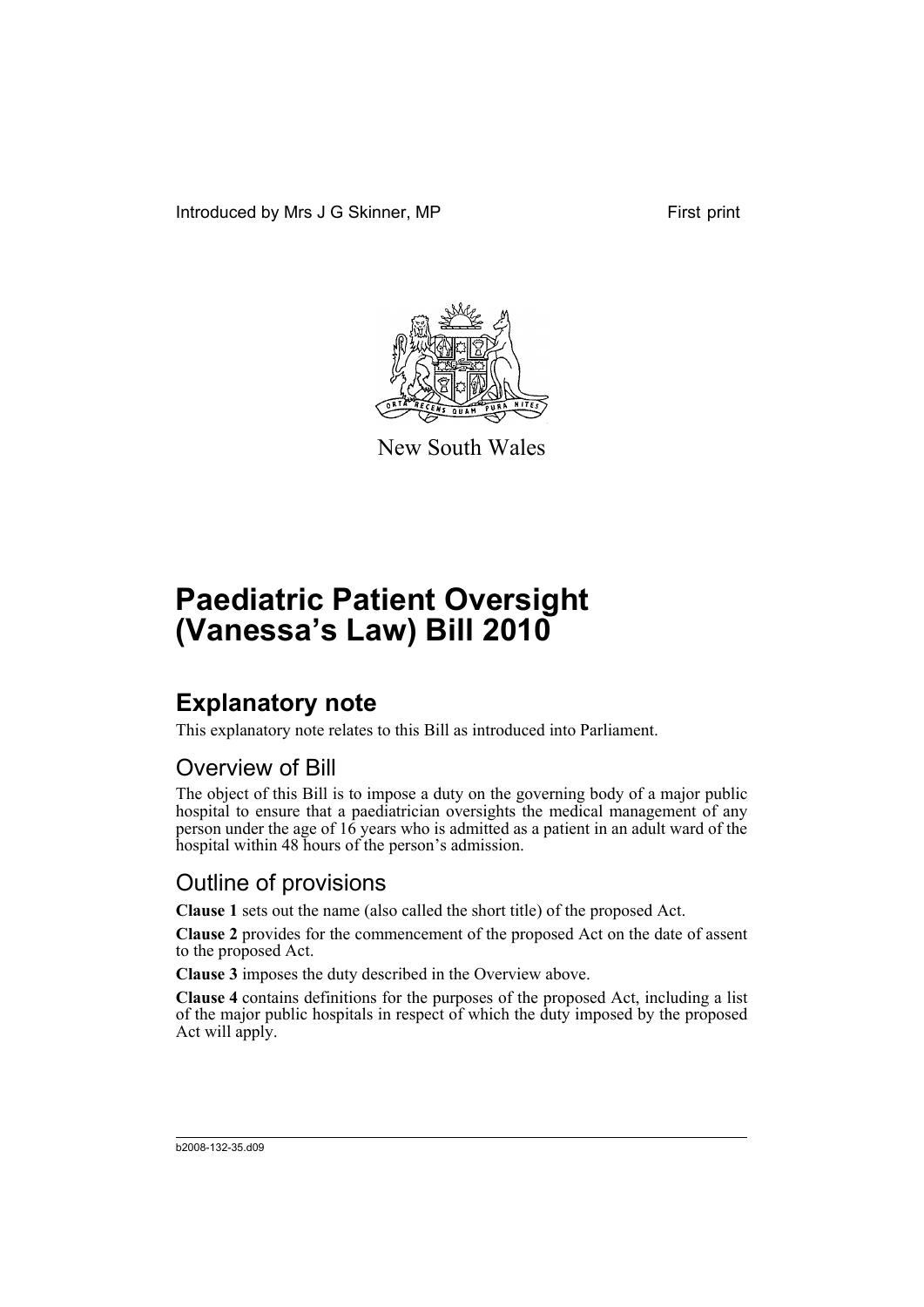Introduced by Mrs J G Skinner, MP First print

New South Wales

# Paediatric Patient Oversight (Vanessa's Law) Bill 2010

## Explanatory note

This explanatory note relates to this Bill as introduced into Parliament.

### Overview of Bill

The object of this Bill is to impose a duty on the governing body of a major public hospital to ensure that a paediatrician oversights the medical management of any person under the age of 16 years who is admitted as a patient in an adult ward of the hospital within 48 hours of the person's admission.

### Outline of provisions

**Clause 1** sets out the name (also called the short title) of the proposed Act.

**Clause 2** provides for the commencement of the proposed Act on the date of assent to the proposed Act.

**Clause 3** imposes the duty described in the Overview above.

**Clause 4** contains definitions for the purposes of the proposed Act, including a list of the major public hospitals in respect of which the duty imposed by the proposed Act will apply.

b2008-132-35.d09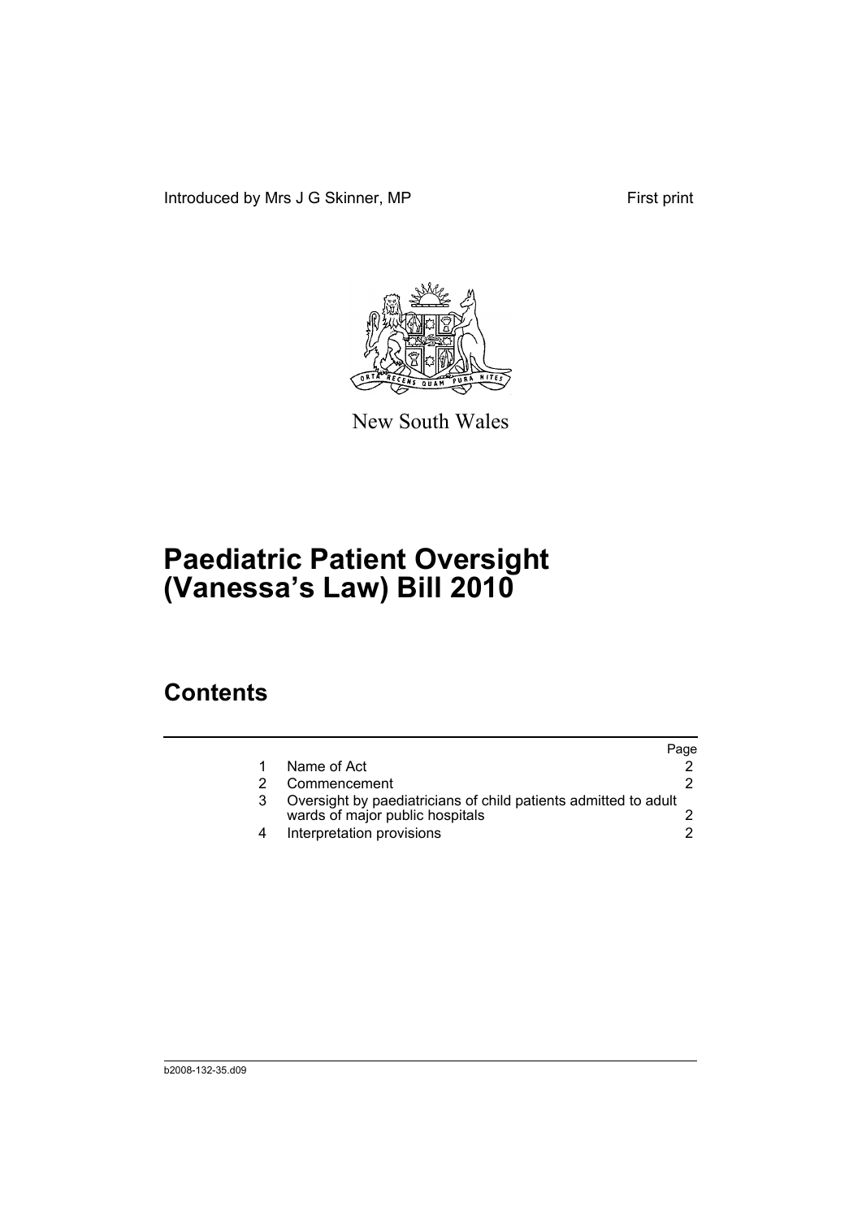Introduced by Mrs J G Skinner, MP First print

New South Wales

# Paediatric Patient Oversight (Vanessa's Law) Bill 2010

## Contents

| | | Page |
|---|---|---|
| 1 | Name of Act | 2 |
| 2 | Commencement | 2 |
| 3 | Oversight by paediatricians of child patients admitted to adult wards of major public hospitals | 2 |
| 4 | Interpretation provisions | 2 |

b2008-132-35.d09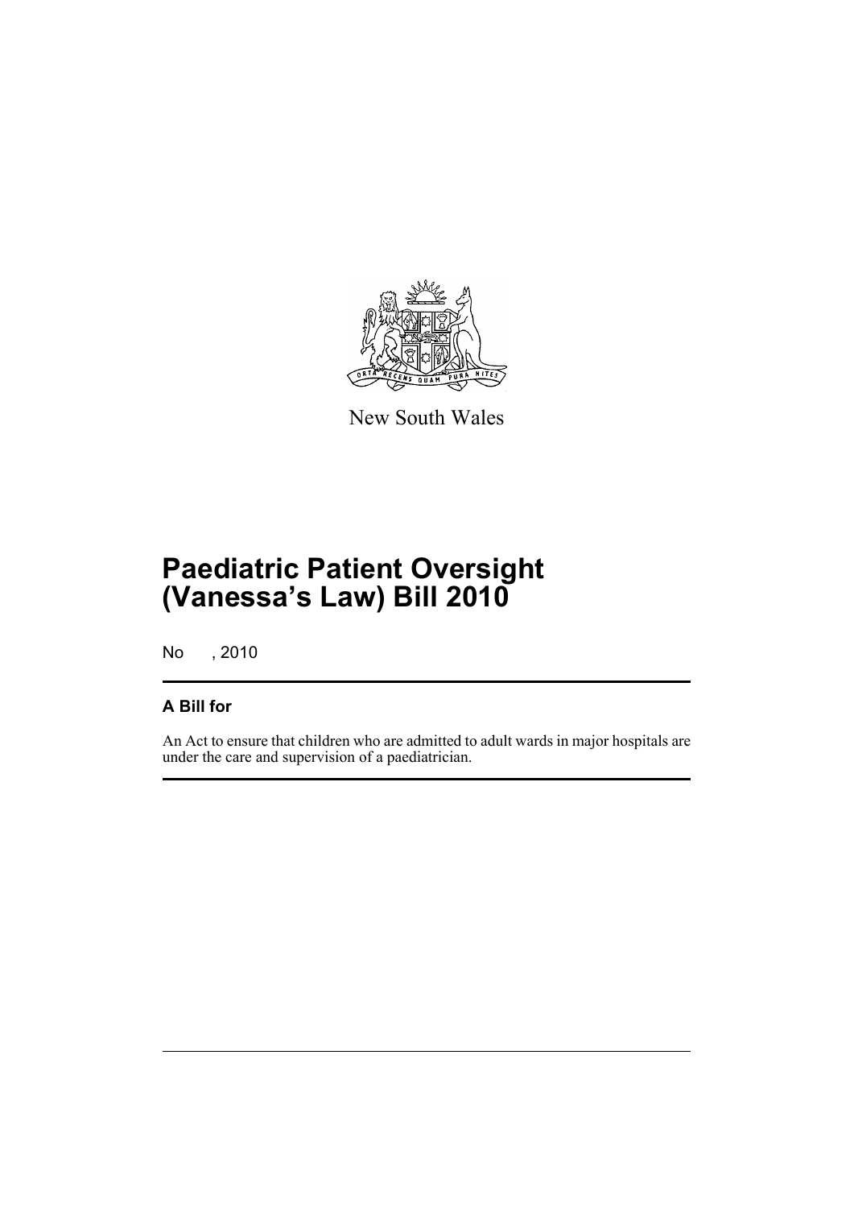New South Wales

# Paediatric Patient Oversight (Vanessa's Law) Bill 2010

No , 2010

## A Bill for

An Act to ensure that children who are admitted to adult wards in major hospitals are under the care and supervision of a paediatrician.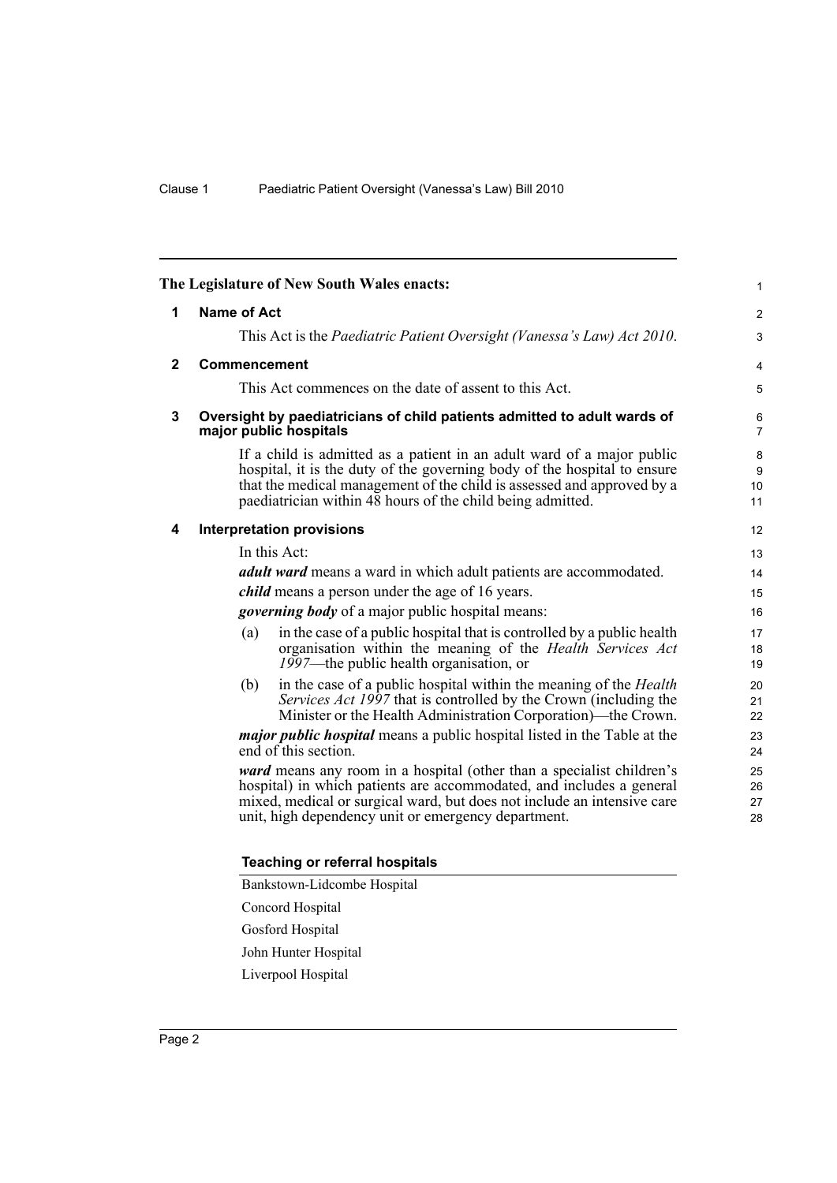The Legislature of New South Wales enacts:

## 1 Name of Act

This Act is the *Paediatric Patient Oversight (Vanessa's Law) Act 2010*.

## 2 Commencement

This Act commences on the date of assent to this Act.

## 3 Oversight by paediatricians of child patients admitted to adult wards of major public hospitals

If a child is admitted as a patient in an adult ward of a major public hospital, it is the duty of the governing body of the hospital to ensure that the medical management of the child is assessed and approved by a paediatrician within 48 hours of the child being admitted.

## 4 Interpretation provisions

In this Act:

***adult ward*** means a ward in which adult patients are accommodated.

***child*** means a person under the age of 16 years.

***governing body*** of a major public hospital means:

- (a) in the case of a public hospital that is controlled by a public health organisation within the meaning of the *Health Services Act 1997*—the public health organisation, or
- (b) in the case of a public hospital within the meaning of the *Health Services Act 1997* that is controlled by the Crown (including the Minister or the Health Administration Corporation)—the Crown.

***major public hospital*** means a public hospital listed in the Table at the end of this section.

***ward*** means any room in a hospital (other than a specialist children's hospital) in which patients are accommodated, and includes a general mixed, medical or surgical ward, but does not include an intensive care unit, high dependency unit or emergency department.

| Teaching or referral hospitals |
|---|
| Bankstown-Lidcombe Hospital |
| Concord Hospital |
| Gosford Hospital |
| John Hunter Hospital |
| Liverpool Hospital |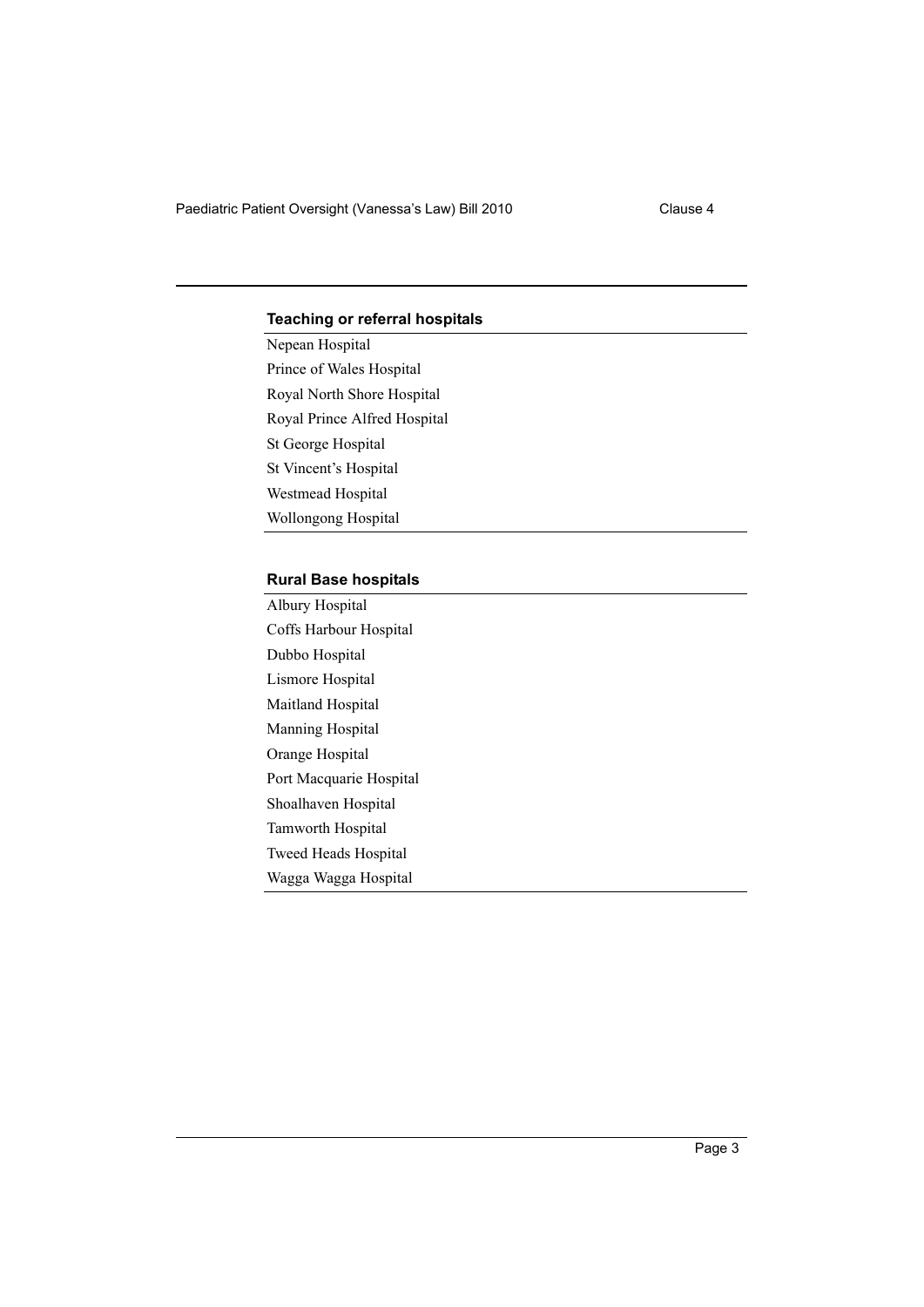| Teaching or referral hospitals |
| --- |
| Nepean Hospital |
| Prince of Wales Hospital |
| Royal North Shore Hospital |
| Royal Prince Alfred Hospital |
| St George Hospital |
| St Vincent's Hospital |
| Westmead Hospital |
| Wollongong Hospital |

| Rural Base hospitals |
| --- |
| Albury Hospital |
| Coffs Harbour Hospital |
| Dubbo Hospital |
| Lismore Hospital |
| Maitland Hospital |
| Manning Hospital |
| Orange Hospital |
| Port Macquarie Hospital |
| Shoalhaven Hospital |
| Tamworth Hospital |
| Tweed Heads Hospital |
| Wagga Wagga Hospital |